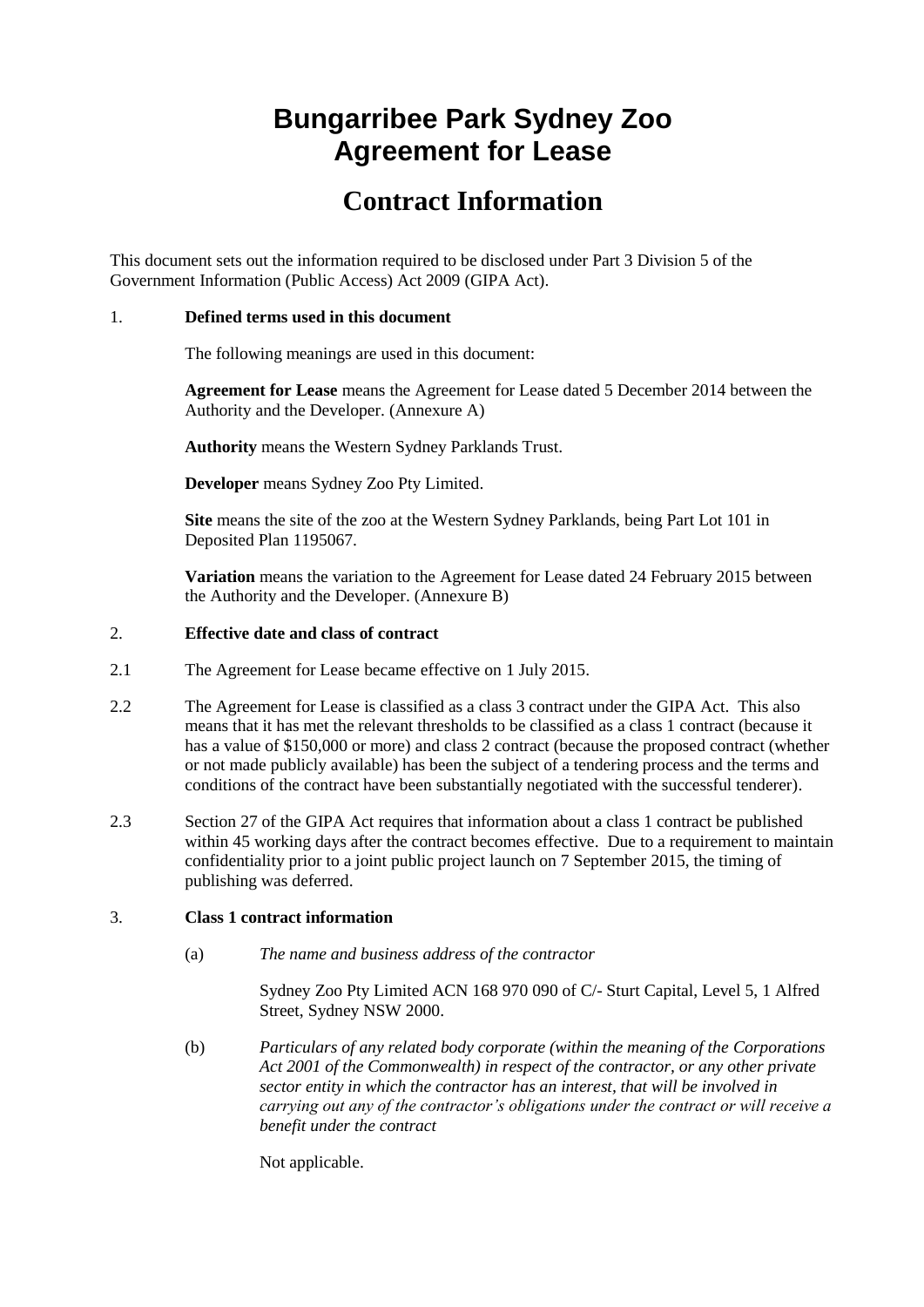# Bungarribee Park Sydney Zoo
# Agreement for Lease

## Contract Information

This document sets out the information required to be disclosed under Part 3 Division 5 of the Government Information (Public Access) Act 2009 (GIPA Act).

1. **Defined terms used in this document**

   The following meanings are used in this document:

   **Agreement for Lease** means the Agreement for Lease dated 5 December 2014 between the Authority and the Developer. (Annexure A)

   **Authority** means the Western Sydney Parklands Trust.

   **Developer** means Sydney Zoo Pty Limited.

   **Site** means the site of the zoo at the Western Sydney Parklands, being Part Lot 101 in Deposited Plan 1195067.

   **Variation** means the variation to the Agreement for Lease dated 24 February 2015 between the Authority and the Developer. (Annexure B)

2. **Effective date and class of contract**

2.1 The Agreement for Lease became effective on 1 July 2015.

2.2 The Agreement for Lease is classified as a class 3 contract under the GIPA Act. This also means that it has met the relevant thresholds to be classified as a class 1 contract (because it has a value of $150,000 or more) and class 2 contract (because the proposed contract (whether or not made publicly available) has been the subject of a tendering process and the terms and conditions of the contract have been substantially negotiated with the successful tenderer).

2.3 Section 27 of the GIPA Act requires that information about a class 1 contract be published within 45 working days after the contract becomes effective. Due to a requirement to maintain confidentiality prior to a joint public project launch on 7 September 2015, the timing of publishing was deferred.

3. **Class 1 contract information**

   (a) *The name and business address of the contractor*

   Sydney Zoo Pty Limited ACN 168 970 090 of C/- Sturt Capital, Level 5, 1 Alfred Street, Sydney NSW 2000.

   (b) *Particulars of any related body corporate (within the meaning of the Corporations Act 2001 of the Commonwealth) in respect of the contractor, or any other private sector entity in which the contractor has an interest, that will be involved in carrying out any of the contractor's obligations under the contract or will receive a benefit under the contract*

   Not applicable.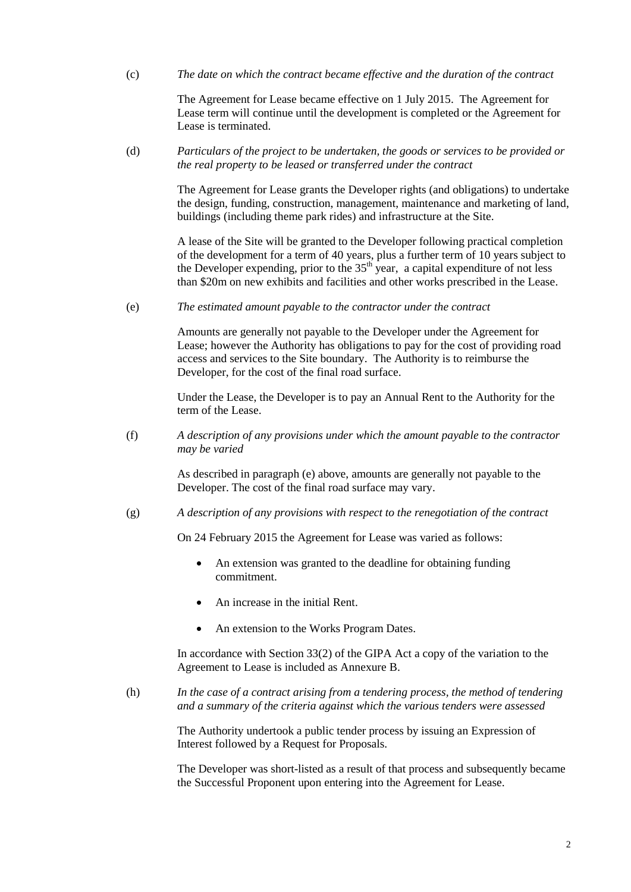(c) *The date on which the contract became effective and the duration of the contract*

The Agreement for Lease became effective on 1 July 2015. The Agreement for Lease term will continue until the development is completed or the Agreement for Lease is terminated.

(d) *Particulars of the project to be undertaken, the goods or services to be provided or the real property to be leased or transferred under the contract*

The Agreement for Lease grants the Developer rights (and obligations) to undertake the design, funding, construction, management, maintenance and marketing of land, buildings (including theme park rides) and infrastructure at the Site.

A lease of the Site will be granted to the Developer following practical completion of the development for a term of 40 years, plus a further term of 10 years subject to the Developer expending, prior to the 35th year, a capital expenditure of not less than $20m on new exhibits and facilities and other works prescribed in the Lease.

(e) *The estimated amount payable to the contractor under the contract*

Amounts are generally not payable to the Developer under the Agreement for Lease; however the Authority has obligations to pay for the cost of providing road access and services to the Site boundary. The Authority is to reimburse the Developer, for the cost of the final road surface.

Under the Lease, the Developer is to pay an Annual Rent to the Authority for the term of the Lease.

(f) *A description of any provisions under which the amount payable to the contractor may be varied*

As described in paragraph (e) above, amounts are generally not payable to the Developer. The cost of the final road surface may vary.

(g) *A description of any provisions with respect to the renegotiation of the contract*

On 24 February 2015 the Agreement for Lease was varied as follows:

- An extension was granted to the deadline for obtaining funding commitment.
- An increase in the initial Rent.
- An extension to the Works Program Dates.

In accordance with Section 33(2) of the GIPA Act a copy of the variation to the Agreement to Lease is included as Annexure B.

(h) *In the case of a contract arising from a tendering process, the method of tendering and a summary of the criteria against which the various tenders were assessed*

The Authority undertook a public tender process by issuing an Expression of Interest followed by a Request for Proposals.

The Developer was short-listed as a result of that process and subsequently became the Successful Proponent upon entering into the Agreement for Lease.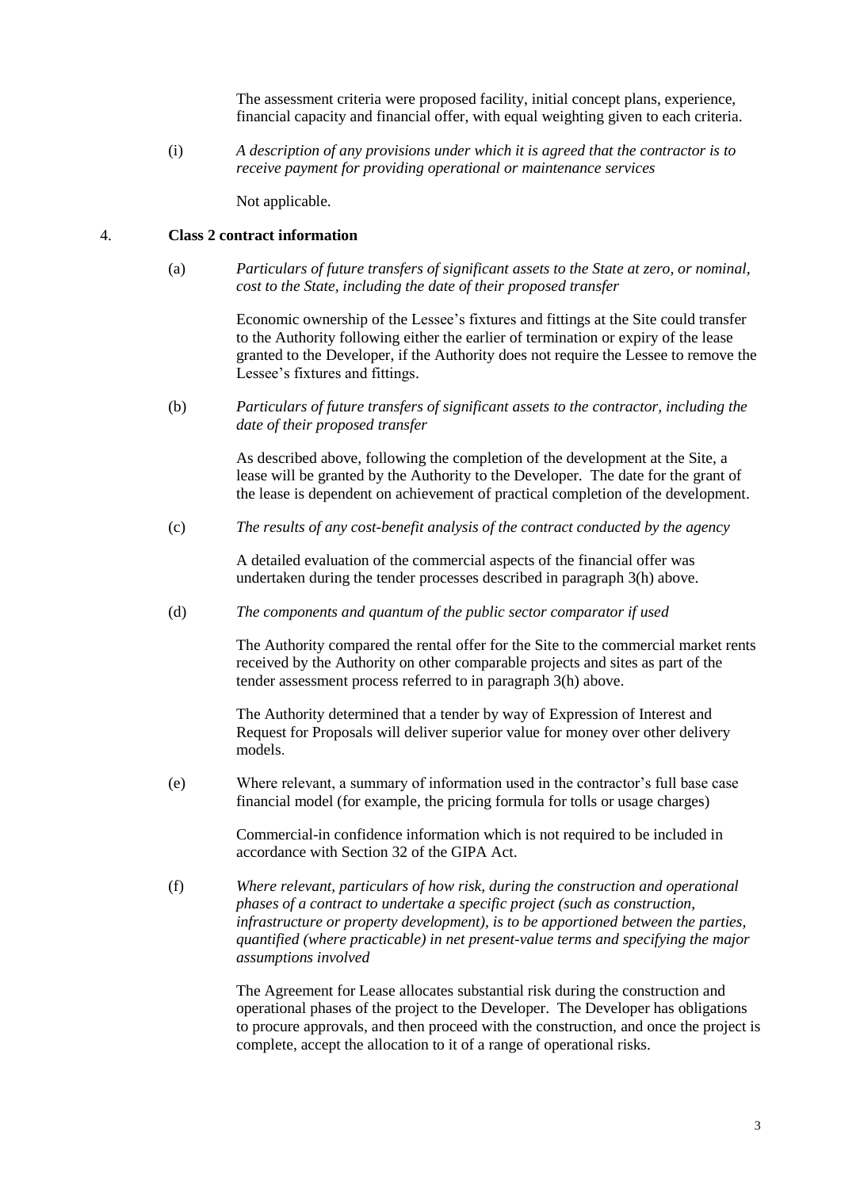The assessment criteria were proposed facility, initial concept plans, experience, financial capacity and financial offer, with equal weighting given to each criteria.

(i) *A description of any provisions under which it is agreed that the contractor is to receive payment for providing operational or maintenance services*

Not applicable.

## 4. Class 2 contract information

(a) *Particulars of future transfers of significant assets to the State at zero, or nominal, cost to the State, including the date of their proposed transfer*

Economic ownership of the Lessee's fixtures and fittings at the Site could transfer to the Authority following either the earlier of termination or expiry of the lease granted to the Developer, if the Authority does not require the Lessee to remove the Lessee's fixtures and fittings.

(b) *Particulars of future transfers of significant assets to the contractor, including the date of their proposed transfer*

As described above, following the completion of the development at the Site, a lease will be granted by the Authority to the Developer. The date for the grant of the lease is dependent on achievement of practical completion of the development.

(c) *The results of any cost-benefit analysis of the contract conducted by the agency*

A detailed evaluation of the commercial aspects of the financial offer was undertaken during the tender processes described in paragraph 3(h) above.

(d) *The components and quantum of the public sector comparator if used*

The Authority compared the rental offer for the Site to the commercial market rents received by the Authority on other comparable projects and sites as part of the tender assessment process referred to in paragraph 3(h) above.

The Authority determined that a tender by way of Expression of Interest and Request for Proposals will deliver superior value for money over other delivery models.

(e) Where relevant, a summary of information used in the contractor's full base case financial model (for example, the pricing formula for tolls or usage charges)

Commercial-in confidence information which is not required to be included in accordance with Section 32 of the GIPA Act.

(f) *Where relevant, particulars of how risk, during the construction and operational phases of a contract to undertake a specific project (such as construction, infrastructure or property development), is to be apportioned between the parties, quantified (where practicable) in net present-value terms and specifying the major assumptions involved*

The Agreement for Lease allocates substantial risk during the construction and operational phases of the project to the Developer. The Developer has obligations to procure approvals, and then proceed with the construction, and once the project is complete, accept the allocation to it of a range of operational risks.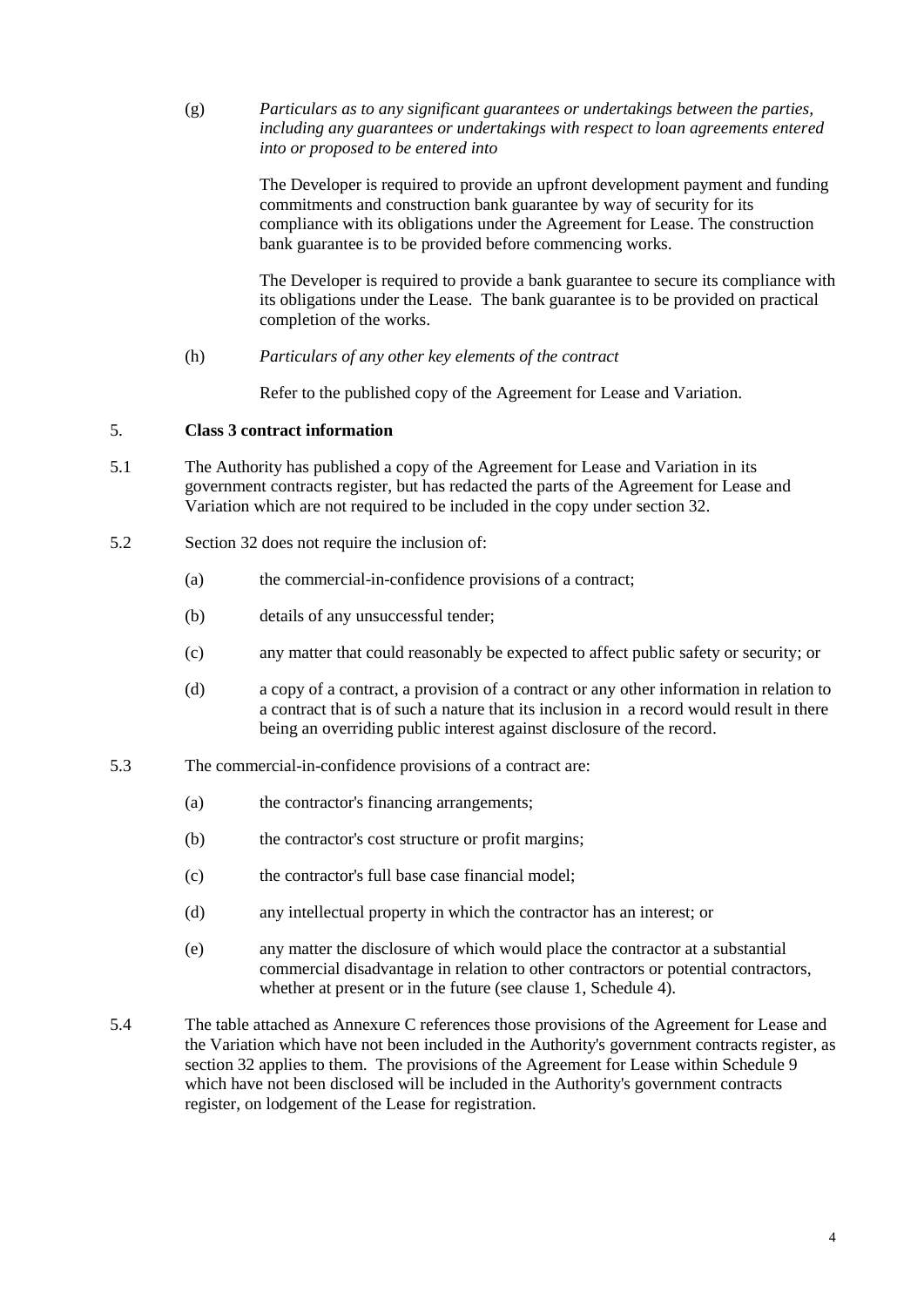(g) *Particulars as to any significant guarantees or undertakings between the parties, including any guarantees or undertakings with respect to loan agreements entered into or proposed to be entered into*

The Developer is required to provide an upfront development payment and funding commitments and construction bank guarantee by way of security for its compliance with its obligations under the Agreement for Lease. The construction bank guarantee is to be provided before commencing works.

The Developer is required to provide a bank guarantee to secure its compliance with its obligations under the Lease. The bank guarantee is to be provided on practical completion of the works.

(h) *Particulars of any other key elements of the contract*

Refer to the published copy of the Agreement for Lease and Variation.

## 5. **Class 3 contract information**

5.1 The Authority has published a copy of the Agreement for Lease and Variation in its government contracts register, but has redacted the parts of the Agreement for Lease and Variation which are not required to be included in the copy under section 32.

5.2 Section 32 does not require the inclusion of:

(a) the commercial-in-confidence provisions of a contract;

(b) details of any unsuccessful tender;

(c) any matter that could reasonably be expected to affect public safety or security; or

(d) a copy of a contract, a provision of a contract or any other information in relation to a contract that is of such a nature that its inclusion in a record would result in there being an overriding public interest against disclosure of the record.

5.3 The commercial-in-confidence provisions of a contract are:

(a) the contractor's financing arrangements;

(b) the contractor's cost structure or profit margins;

(c) the contractor's full base case financial model;

(d) any intellectual property in which the contractor has an interest; or

(e) any matter the disclosure of which would place the contractor at a substantial commercial disadvantage in relation to other contractors or potential contractors, whether at present or in the future (see clause 1, Schedule 4).

5.4 The table attached as Annexure C references those provisions of the Agreement for Lease and the Variation which have not been included in the Authority's government contracts register, as section 32 applies to them. The provisions of the Agreement for Lease within Schedule 9 which have not been disclosed will be included in the Authority's government contracts register, on lodgement of the Lease for registration.